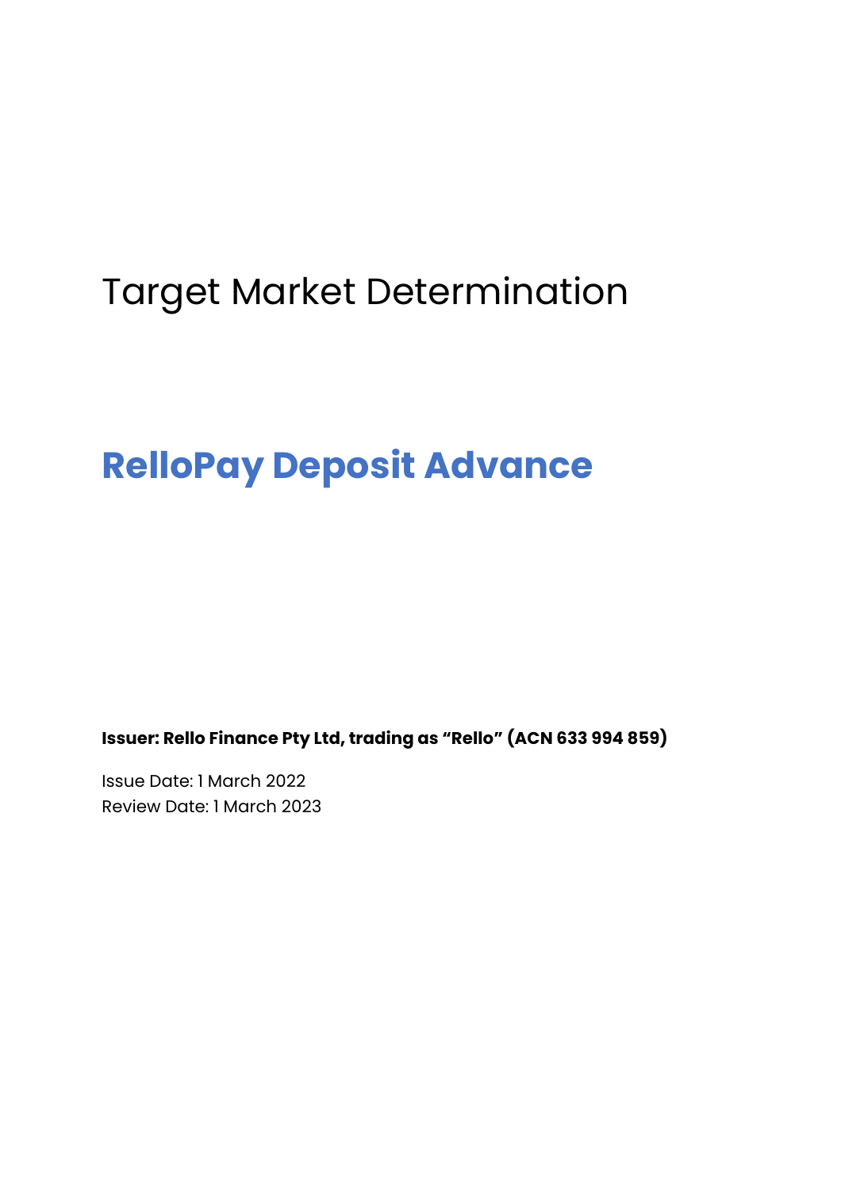# Target Market Determination

## RelloPay Deposit Advance

**Issuer: Rello Finance Pty Ltd, trading as “Rello” (ACN 633 994 859)**

Issue Date: 1 March 2022
Review Date: 1 March 2023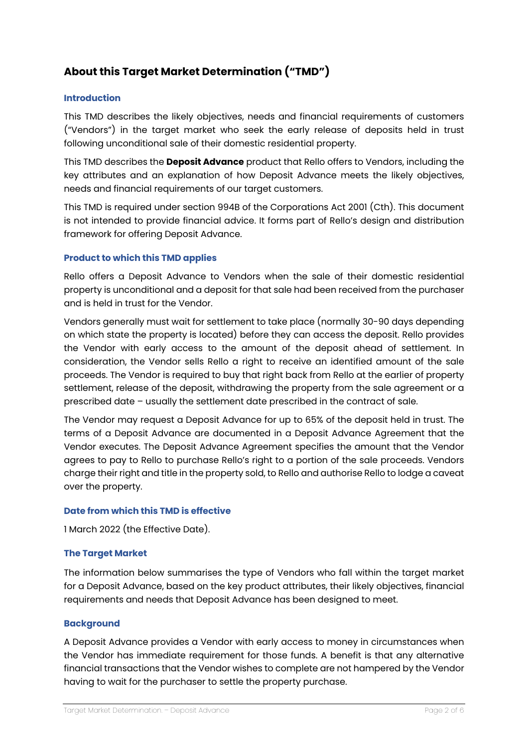# About this Target Market Determination ("TMD")

## Introduction

This TMD describes the likely objectives, needs and financial requirements of customers ("Vendors") in the target market who seek the early release of deposits held in trust following unconditional sale of their domestic residential property.

This TMD describes the **Deposit Advance** product that Rello offers to Vendors, including the key attributes and an explanation of how Deposit Advance meets the likely objectives, needs and financial requirements of our target customers.

This TMD is required under section 994B of the Corporations Act 2001 (Cth). This document is not intended to provide financial advice. It forms part of Rello's design and distribution framework for offering Deposit Advance.

## Product to which this TMD applies

Rello offers a Deposit Advance to Vendors when the sale of their domestic residential property is unconditional and a deposit for that sale had been received from the purchaser and is held in trust for the Vendor.

Vendors generally must wait for settlement to take place (normally 30-90 days depending on which state the property is located) before they can access the deposit. Rello provides the Vendor with early access to the amount of the deposit ahead of settlement. In consideration, the Vendor sells Rello a right to receive an identified amount of the sale proceeds. The Vendor is required to buy that right back from Rello at the earlier of property settlement, release of the deposit, withdrawing the property from the sale agreement or a prescribed date – usually the settlement date prescribed in the contract of sale.

The Vendor may request a Deposit Advance for up to 65% of the deposit held in trust. The terms of a Deposit Advance are documented in a Deposit Advance Agreement that the Vendor executes. The Deposit Advance Agreement specifies the amount that the Vendor agrees to pay to Rello to purchase Rello's right to a portion of the sale proceeds. Vendors charge their right and title in the property sold, to Rello and authorise Rello to lodge a caveat over the property.

## Date from which this TMD is effective

1 March 2022 (the Effective Date).

## The Target Market

The information below summarises the type of Vendors who fall within the target market for a Deposit Advance, based on the key product attributes, their likely objectives, financial requirements and needs that Deposit Advance has been designed to meet.

## Background

A Deposit Advance provides a Vendor with early access to money in circumstances when the Vendor has immediate requirement for those funds. A benefit is that any alternative financial transactions that the Vendor wishes to complete are not hampered by the Vendor having to wait for the purchaser to settle the property purchase.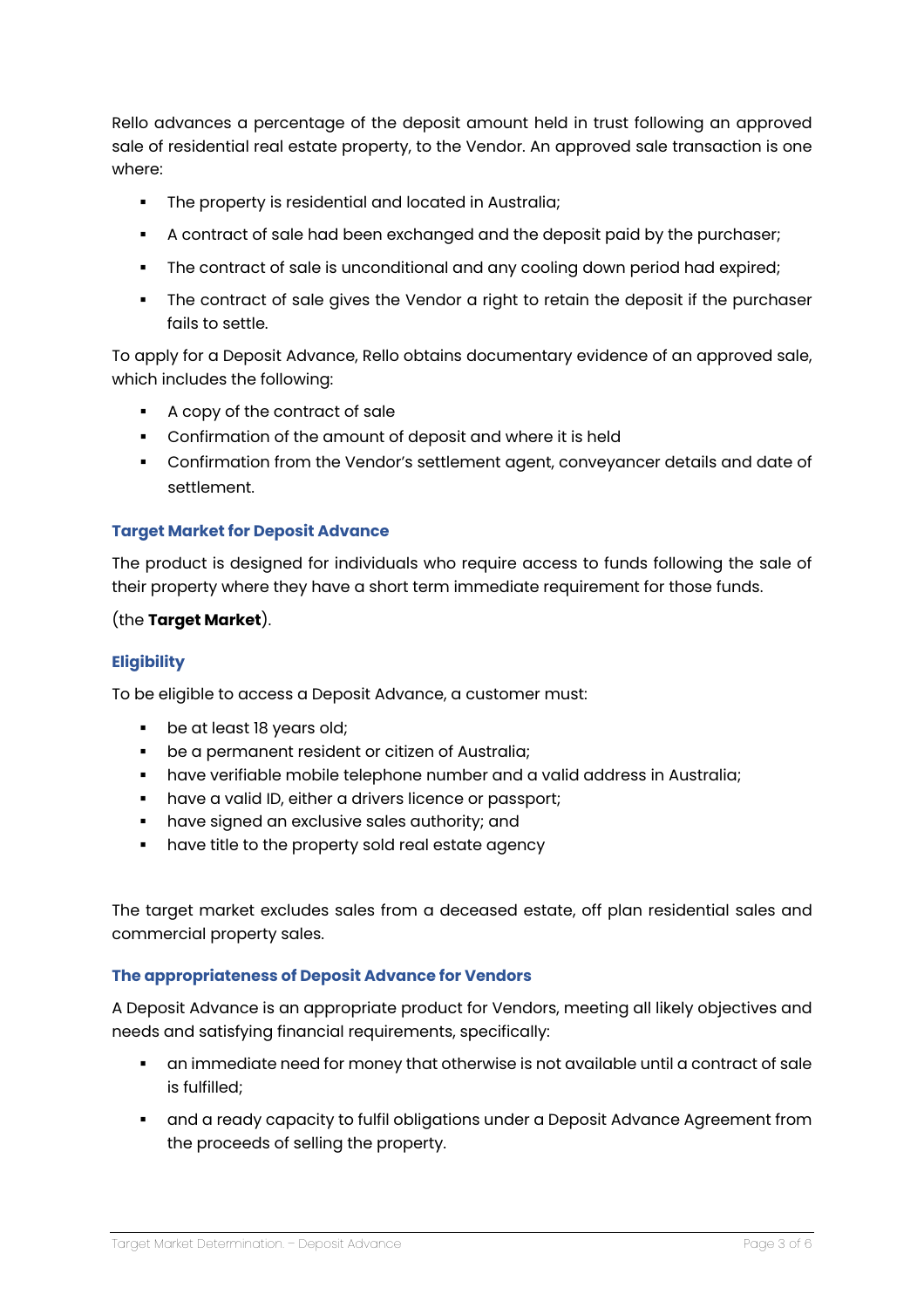Rello advances a percentage of the deposit amount held in trust following an approved sale of residential real estate property, to the Vendor. An approved sale transaction is one where:

- The property is residential and located in Australia;
- A contract of sale had been exchanged and the deposit paid by the purchaser;
- The contract of sale is unconditional and any cooling down period had expired;
- The contract of sale gives the Vendor a right to retain the deposit if the purchaser fails to settle.

To apply for a Deposit Advance, Rello obtains documentary evidence of an approved sale, which includes the following:

- A copy of the contract of sale
- Confirmation of the amount of deposit and where it is held
- Confirmation from the Vendor's settlement agent, conveyancer details and date of settlement.

### Target Market for Deposit Advance

The product is designed for individuals who require access to funds following the sale of their property where they have a short term immediate requirement for those funds.

(the **Target Market**).

### Eligibility

To be eligible to access a Deposit Advance, a customer must:

- be at least 18 years old;
- be a permanent resident or citizen of Australia;
- have verifiable mobile telephone number and a valid address in Australia;
- have a valid ID, either a drivers licence or passport;
- have signed an exclusive sales authority; and
- have title to the property sold real estate agency

The target market excludes sales from a deceased estate, off plan residential sales and commercial property sales.

### The appropriateness of Deposit Advance for Vendors

A Deposit Advance is an appropriate product for Vendors, meeting all likely objectives and needs and satisfying financial requirements, specifically:

- an immediate need for money that otherwise is not available until a contract of sale is fulfilled;
- and a ready capacity to fulfil obligations under a Deposit Advance Agreement from the proceeds of selling the property.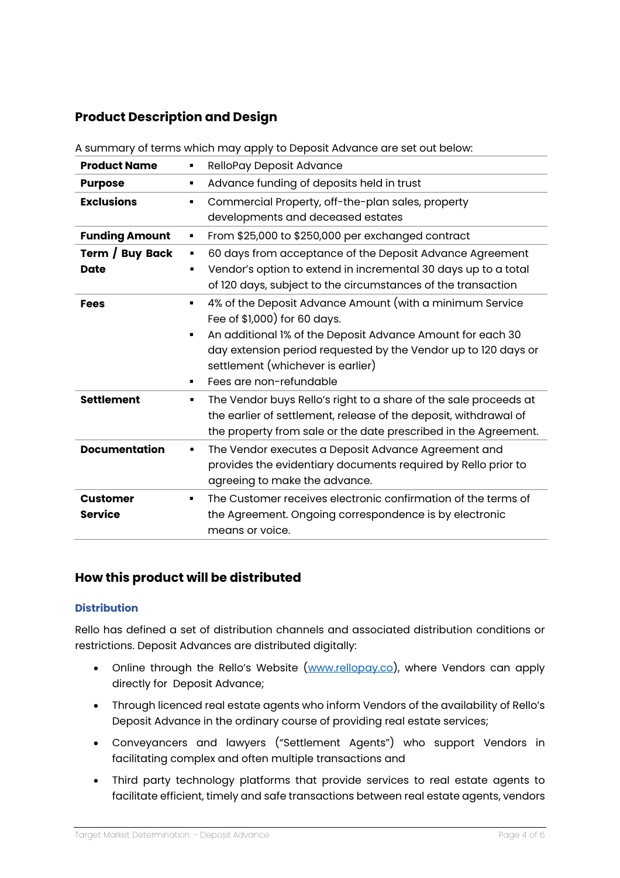## Product Description and Design

A summary of terms which may apply to Deposit Advance are set out below:

| | |
|---|---|
| **Product Name** | ▪ RelloPay Deposit Advance |
| **Purpose** | ▪ Advance funding of deposits held in trust |
| **Exclusions** | ▪ Commercial Property, off-the-plan sales, property developments and deceased estates |
| **Funding Amount** | ▪ From $25,000 to $250,000 per exchanged contract |
| **Term / Buy Back Date** | ▪ 60 days from acceptance of the Deposit Advance Agreement<br>▪ Vendor's option to extend in incremental 30 days up to a total of 120 days, subject to the circumstances of the transaction |
| **Fees** | ▪ 4% of the Deposit Advance Amount (with a minimum Service Fee of $1,000) for 60 days.<br>▪ An additional 1% of the Deposit Advance Amount for each 30 day extension period requested by the Vendor up to 120 days or settlement (whichever is earlier)<br>▪ Fees are non-refundable |
| **Settlement** | ▪ The Vendor buys Rello's right to a share of the sale proceeds at the earlier of settlement, release of the deposit, withdrawal of the property from sale or the date prescribed in the Agreement. |
| **Documentation** | ▪ The Vendor executes a Deposit Advance Agreement and provides the evidentiary documents required by Rello prior to agreeing to make the advance. |
| **Customer Service** | ▪ The Customer receives electronic confirmation of the terms of the Agreement. Ongoing correspondence is by electronic means or voice. |

## How this product will be distributed

### Distribution

Rello has defined a set of distribution channels and associated distribution conditions or restrictions. Deposit Advances are distributed digitally:

- Online through the Rello's Website (www.rellopay.co), where Vendors can apply directly for Deposit Advance;
- Through licenced real estate agents who inform Vendors of the availability of Rello's Deposit Advance in the ordinary course of providing real estate services;
- Conveyancers and lawyers ("Settlement Agents") who support Vendors in facilitating complex and often multiple transactions and
- Third party technology platforms that provide services to real estate agents to facilitate efficient, timely and safe transactions between real estate agents, vendors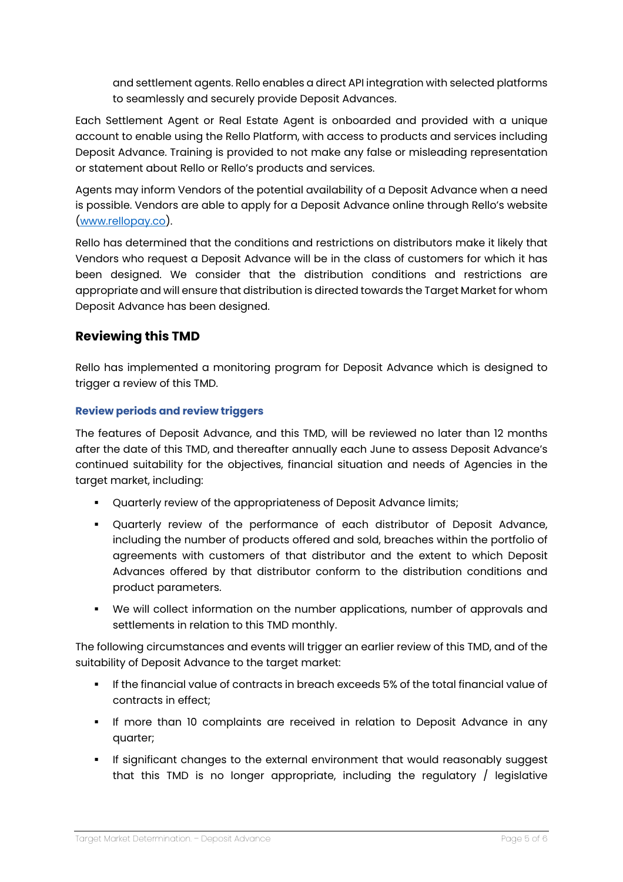and settlement agents. Rello enables a direct API integration with selected platforms to seamlessly and securely provide Deposit Advances.

Each Settlement Agent or Real Estate Agent is onboarded and provided with a unique account to enable using the Rello Platform, with access to products and services including Deposit Advance. Training is provided to not make any false or misleading representation or statement about Rello or Rello's products and services.

Agents may inform Vendors of the potential availability of a Deposit Advance when a need is possible. Vendors are able to apply for a Deposit Advance online through Rello's website ([www.rellopay.co](www.rellopay.co)).

Rello has determined that the conditions and restrictions on distributors make it likely that Vendors who request a Deposit Advance will be in the class of customers for which it has been designed. We consider that the distribution conditions and restrictions are appropriate and will ensure that distribution is directed towards the Target Market for whom Deposit Advance has been designed.

## Reviewing this TMD

Rello has implemented a monitoring program for Deposit Advance which is designed to trigger a review of this TMD.

### Review periods and review triggers

The features of Deposit Advance, and this TMD, will be reviewed no later than 12 months after the date of this TMD, and thereafter annually each June to assess Deposit Advance's continued suitability for the objectives, financial situation and needs of Agencies in the target market, including:

- Quarterly review of the appropriateness of Deposit Advance limits;
- Quarterly review of the performance of each distributor of Deposit Advance, including the number of products offered and sold, breaches within the portfolio of agreements with customers of that distributor and the extent to which Deposit Advances offered by that distributor conform to the distribution conditions and product parameters.
- We will collect information on the number applications, number of approvals and settlements in relation to this TMD monthly.

The following circumstances and events will trigger an earlier review of this TMD, and of the suitability of Deposit Advance to the target market:

- If the financial value of contracts in breach exceeds 5% of the total financial value of contracts in effect;
- If more than 10 complaints are received in relation to Deposit Advance in any quarter;
- If significant changes to the external environment that would reasonably suggest that this TMD is no longer appropriate, including the regulatory / legislative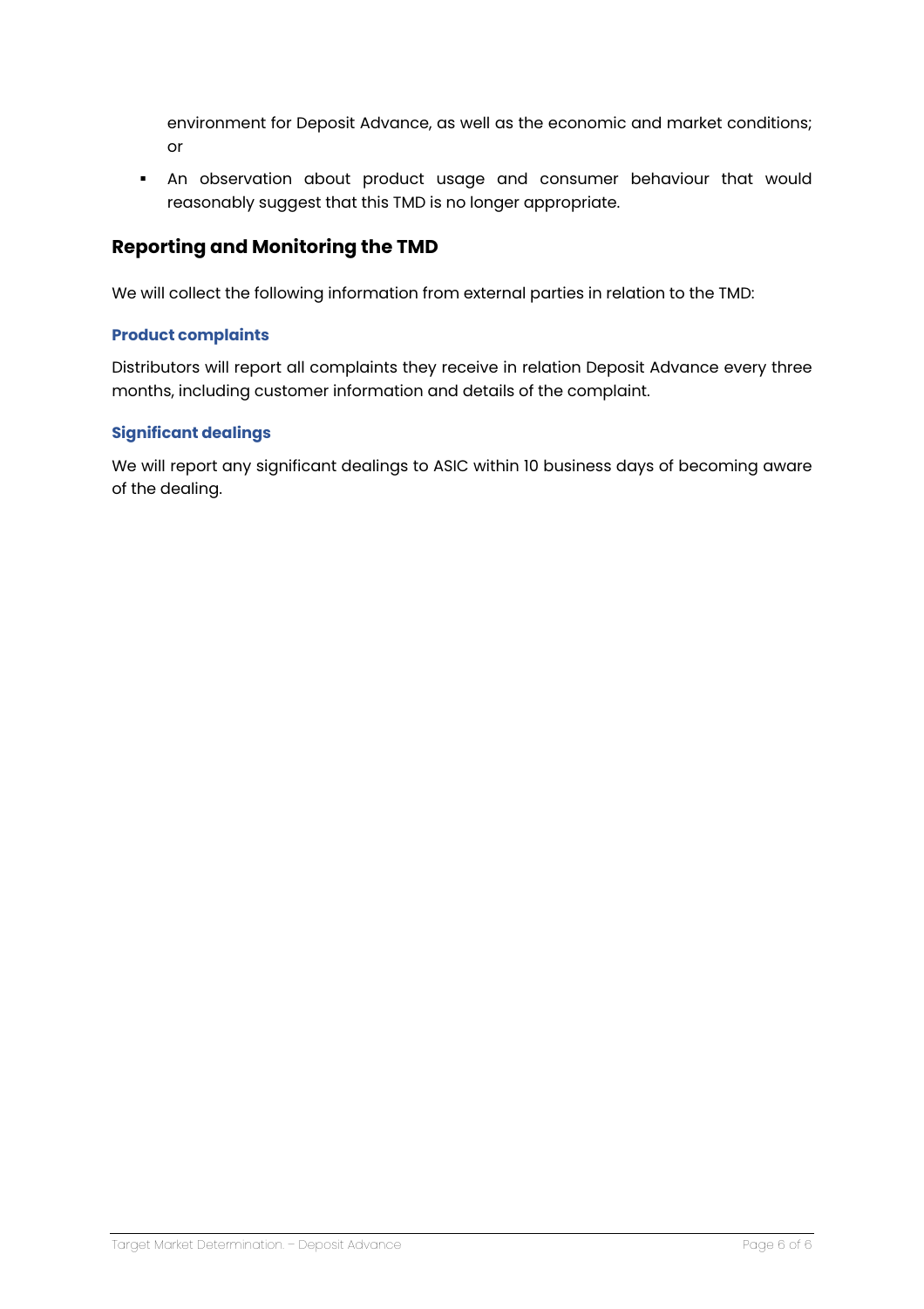environment for Deposit Advance, as well as the economic and market conditions; or

- An observation about product usage and consumer behaviour that would reasonably suggest that this TMD is no longer appropriate.

## Reporting and Monitoring the TMD

We will collect the following information from external parties in relation to the TMD:

### Product complaints

Distributors will report all complaints they receive in relation Deposit Advance every three months, including customer information and details of the complaint.

### Significant dealings

We will report any significant dealings to ASIC within 10 business days of becoming aware of the dealing.